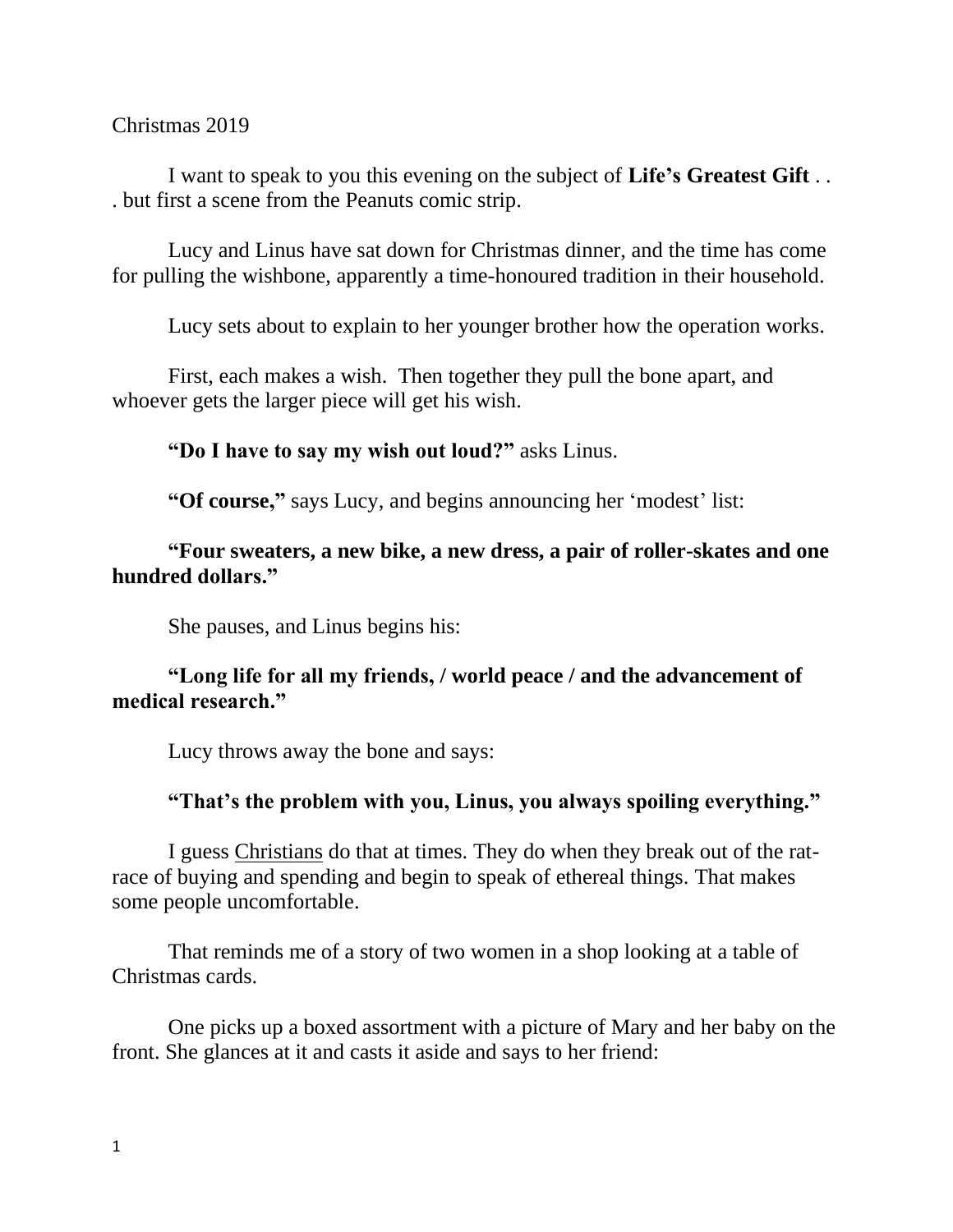Christmas 2019

I want to speak to you this evening on the subject of **Life's Greatest Gift** . . . but first a scene from the Peanuts comic strip.

Lucy and Linus have sat down for Christmas dinner, and the time has come for pulling the wishbone, apparently a time-honoured tradition in their household.

Lucy sets about to explain to her younger brother how the operation works.

First, each makes a wish. Then together they pull the bone apart, and whoever gets the larger piece will get his wish.

**"Do I have to say my wish out loud?"** asks Linus.

**"Of course,"** says Lucy, and begins announcing her 'modest' list:

**"Four sweaters, a new bike, a new dress, a pair of roller-skates and one hundred dollars."**

She pauses, and Linus begins his:

**"Long life for all my friends, / world peace / and the advancement of medical research."**

Lucy throws away the bone and says:

**"That's the problem with you, Linus, you always spoiling everything."**

I guess <u>Christians</u> do that at times. They do when they break out of the rat-race of buying and spending and begin to speak of ethereal things. That makes some people uncomfortable.

That reminds me of a story of two women in a shop looking at a table of Christmas cards.

One picks up a boxed assortment with a picture of Mary and her baby on the front. She glances at it and casts it aside and says to her friend: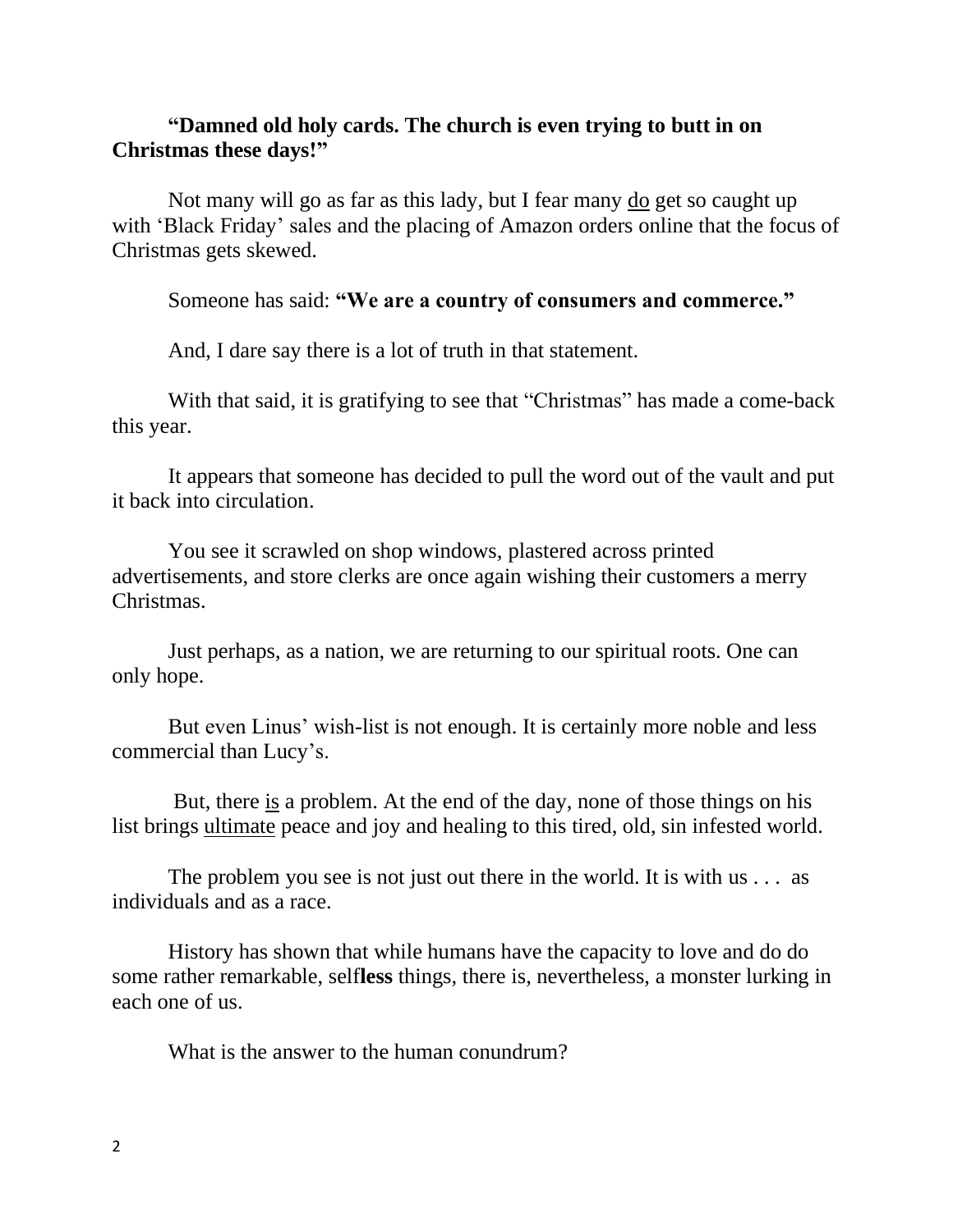**"Damned old holy cards. The church is even trying to butt in on Christmas these days!"**

Not many will go as far as this lady, but I fear many <u>do</u> get so caught up with 'Black Friday' sales and the placing of Amazon orders online that the focus of Christmas gets skewed.

Someone has said: **"We are a country of consumers and commerce."**

And, I dare say there is a lot of truth in that statement.

With that said, it is gratifying to see that "Christmas" has made a come-back this year.

It appears that someone has decided to pull the word out of the vault and put it back into circulation.

You see it scrawled on shop windows, plastered across printed advertisements, and store clerks are once again wishing their customers a merry Christmas.

Just perhaps, as a nation, we are returning to our spiritual roots. One can only hope.

But even Linus' wish-list is not enough. It is certainly more noble and less commercial than Lucy's.

But, there <u>is</u> a problem. At the end of the day, none of those things on his list brings <u>ultimate</u> peace and joy and healing to this tired, old, sin infested world.

The problem you see is not just out there in the world. It is with us . . . as individuals and as a race.

History has shown that while humans have the capacity to love and do do some rather remarkable, self**less** things, there is, nevertheless, a monster lurking in each one of us.

What is the answer to the human conundrum?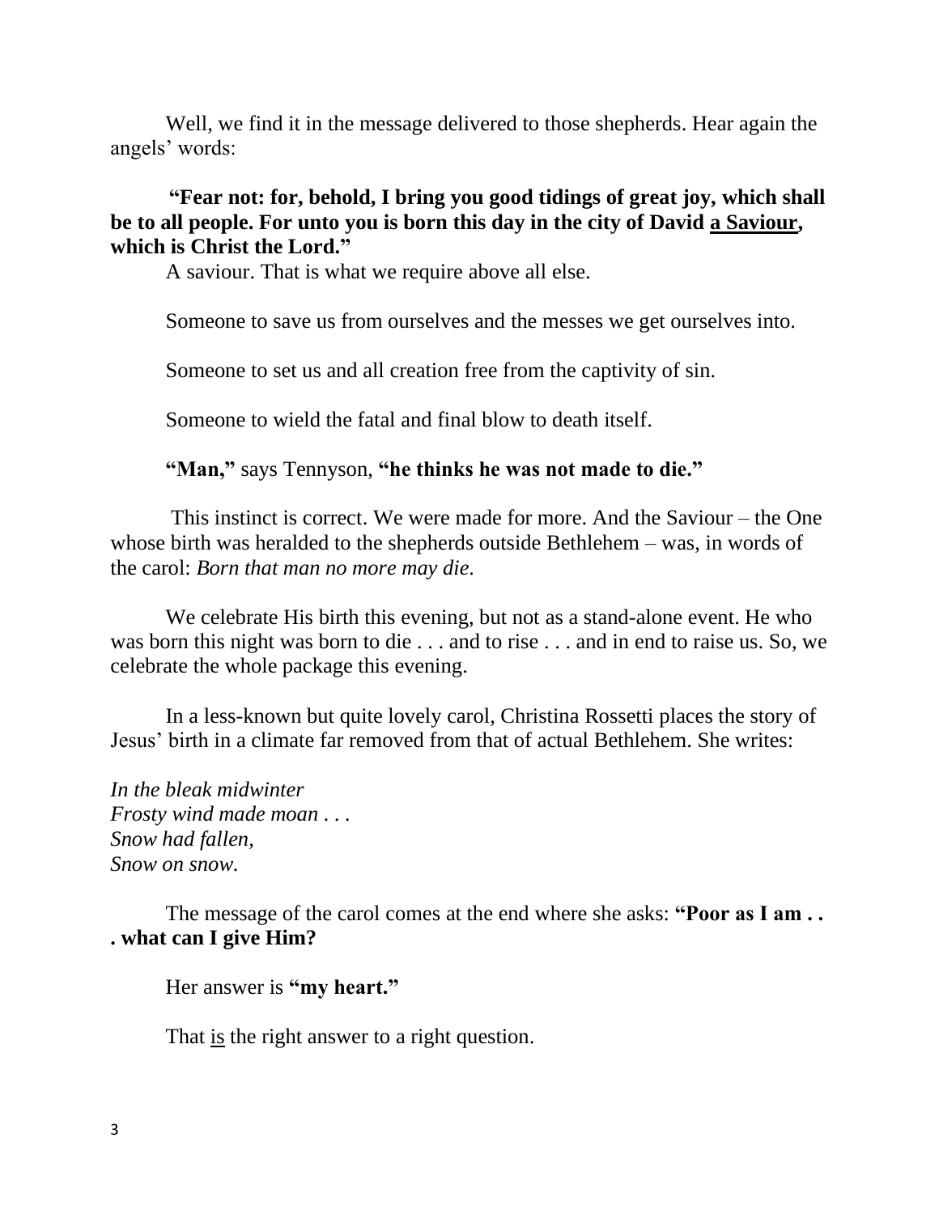Well, we find it in the message delivered to those shepherds. Hear again the angels' words:

**"Fear not: for, behold, I bring you good tidings of great joy, which shall be to all people. For unto you is born this day in the city of David <u>a Saviour</u>, which is Christ the Lord."**

A saviour. That is what we require above all else.

Someone to save us from ourselves and the messes we get ourselves into.

Someone to set us and all creation free from the captivity of sin.

Someone to wield the fatal and final blow to death itself.

**"Man,"** says Tennyson, **"he thinks he was not made to die."**

This instinct is correct. We were made for more. And the Saviour – the One whose birth was heralded to the shepherds outside Bethlehem – was, in words of the carol: *Born that man no more may die.*

We celebrate His birth this evening, but not as a stand-alone event. He who was born this night was born to die . . . and to rise . . . and in end to raise us. So, we celebrate the whole package this evening.

In a less-known but quite lovely carol, Christina Rossetti places the story of Jesus' birth in a climate far removed from that of actual Bethlehem. She writes:

*In the bleak midwinter*
*Frosty wind made moan . . .*
*Snow had fallen,*
*Snow on snow.*

The message of the carol comes at the end where she asks: **"Poor as I am . . . what can I give Him?**

Her answer is **"my heart."**

That <u>is</u> the right answer to a right question.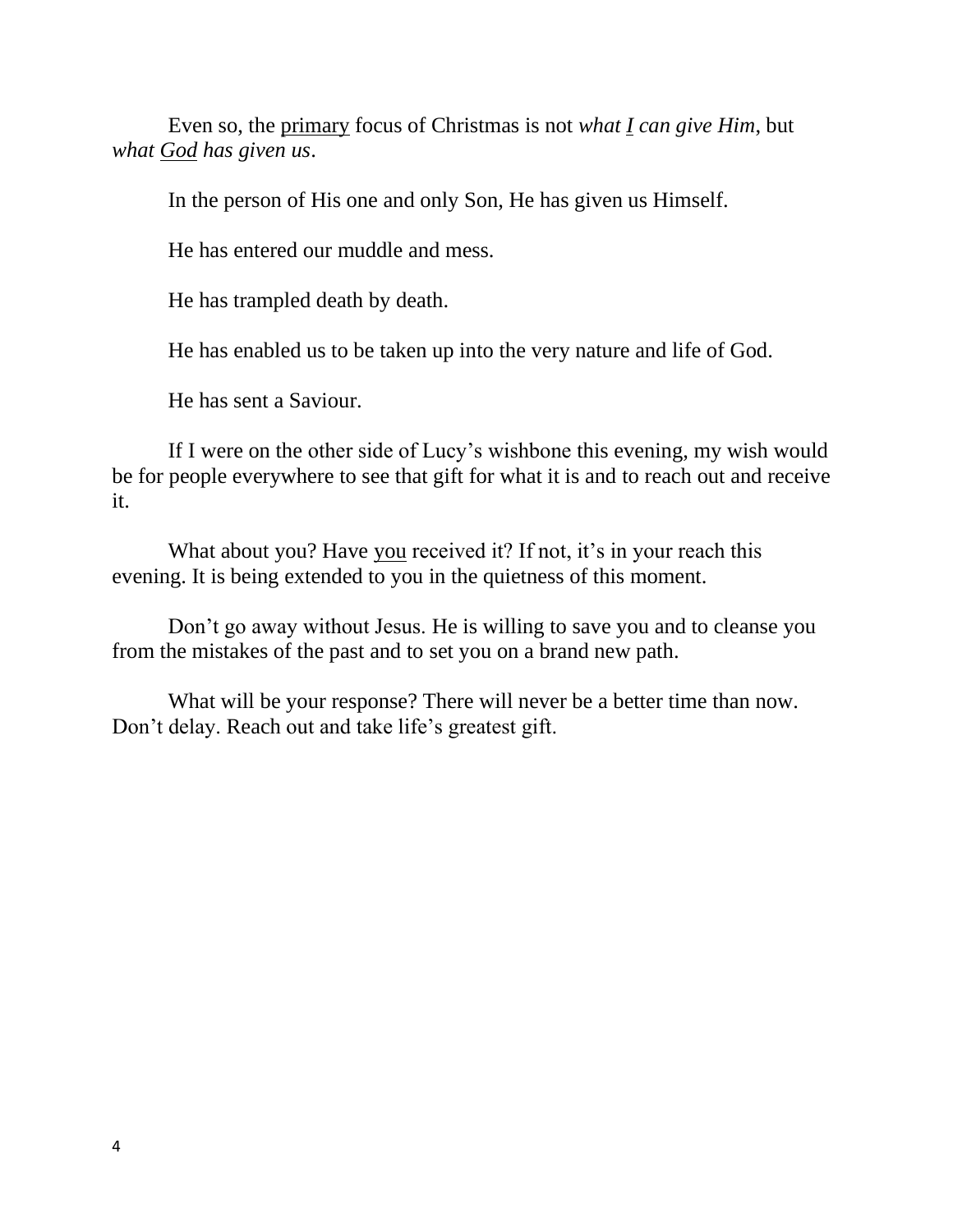Even so, the <u>primary</u> focus of Christmas is not *what <u>I</u> can give Him*, but *what <u>God</u> has given us*.

In the person of His one and only Son, He has given us Himself.

He has entered our muddle and mess.

He has trampled death by death.

He has enabled us to be taken up into the very nature and life of God.

He has sent a Saviour.

If I were on the other side of Lucy's wishbone this evening, my wish would be for people everywhere to see that gift for what it is and to reach out and receive it.

What about you? Have <u>you</u> received it? If not, it's in your reach this evening. It is being extended to you in the quietness of this moment.

Don't go away without Jesus. He is willing to save you and to cleanse you from the mistakes of the past and to set you on a brand new path.

What will be your response? There will never be a better time than now. Don't delay. Reach out and take life's greatest gift.